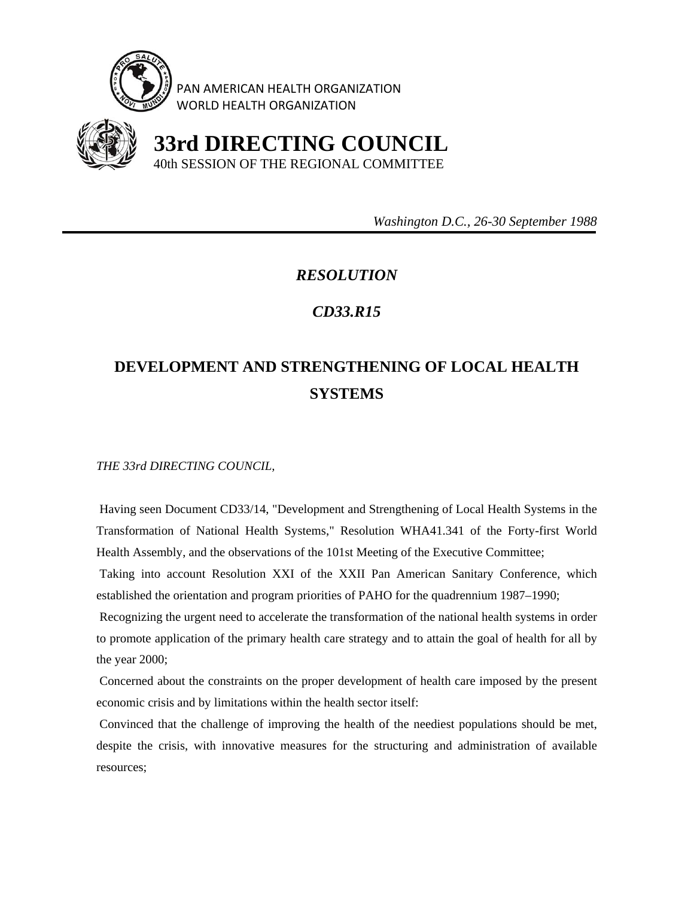PAN AMERICAN HEALTH ORGANIZATION
WORLD HEALTH ORGANIZATION

# 33rd DIRECTING COUNCIL

40th SESSION OF THE REGIONAL COMMITTEE

*Washington D.C., 26-30 September 1988*

---

***RESOLUTION***

***CD33.R15***

## DEVELOPMENT AND STRENGTHENING OF LOCAL HEALTH SYSTEMS

*THE 33rd DIRECTING COUNCIL,*

Having seen Document CD33/14, "Development and Strengthening of Local Health Systems in the Transformation of National Health Systems," Resolution WHA41.341 of the Forty-first World Health Assembly, and the observations of the 101st Meeting of the Executive Committee;

Taking into account Resolution XXI of the XXII Pan American Sanitary Conference, which established the orientation and program priorities of PAHO for the quadrennium 1987–1990;

Recognizing the urgent need to accelerate the transformation of the national health systems in order to promote application of the primary health care strategy and to attain the goal of health for all by the year 2000;

Concerned about the constraints on the proper development of health care imposed by the present economic crisis and by limitations within the health sector itself:

Convinced that the challenge of improving the health of the neediest populations should be met, despite the crisis, with innovative measures for the structuring and administration of available resources;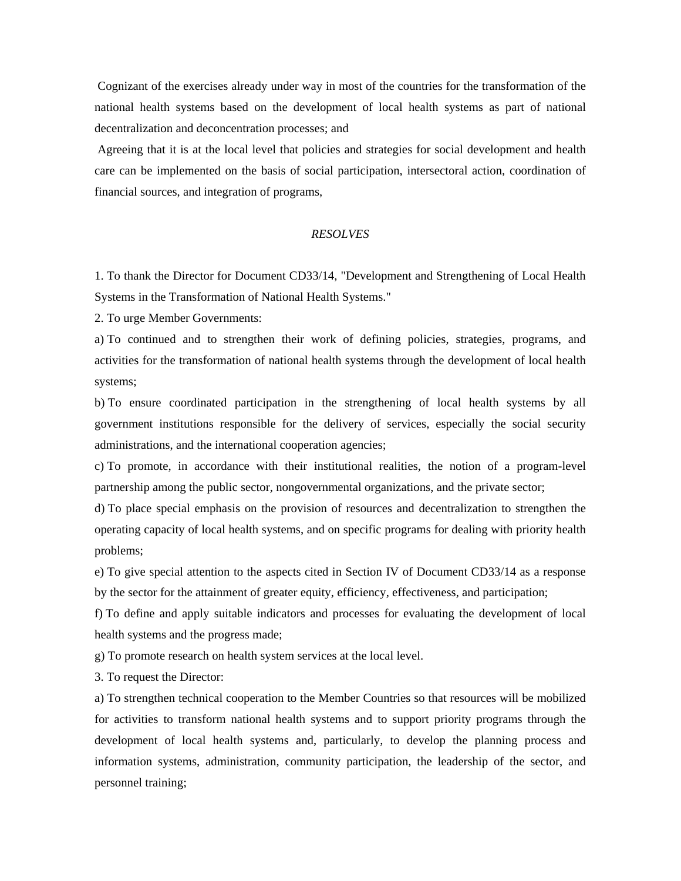Cognizant of the exercises already under way in most of the countries for the transformation of the national health systems based on the development of local health systems as part of national decentralization and deconcentration processes; and

Agreeing that it is at the local level that policies and strategies for social development and health care can be implemented on the basis of social participation, intersectoral action, coordination of financial sources, and integration of programs,

*RESOLVES*

1. To thank the Director for Document CD33/14, "Development and Strengthening of Local Health Systems in the Transformation of National Health Systems."

2. To urge Member Governments:

a) To continued and to strengthen their work of defining policies, strategies, programs, and activities for the transformation of national health systems through the development of local health systems;

b) To ensure coordinated participation in the strengthening of local health systems by all government institutions responsible for the delivery of services, especially the social security administrations, and the international cooperation agencies;

c) To promote, in accordance with their institutional realities, the notion of a program-level partnership among the public sector, nongovernmental organizations, and the private sector;

d) To place special emphasis on the provision of resources and decentralization to strengthen the operating capacity of local health systems, and on specific programs for dealing with priority health problems;

e) To give special attention to the aspects cited in Section IV of Document CD33/14 as a response by the sector for the attainment of greater equity, efficiency, effectiveness, and participation;

f) To define and apply suitable indicators and processes for evaluating the development of local health systems and the progress made;

g) To promote research on health system services at the local level.

3. To request the Director:

a) To strengthen technical cooperation to the Member Countries so that resources will be mobilized for activities to transform national health systems and to support priority programs through the development of local health systems and, particularly, to develop the planning process and information systems, administration, community participation, the leadership of the sector, and personnel training;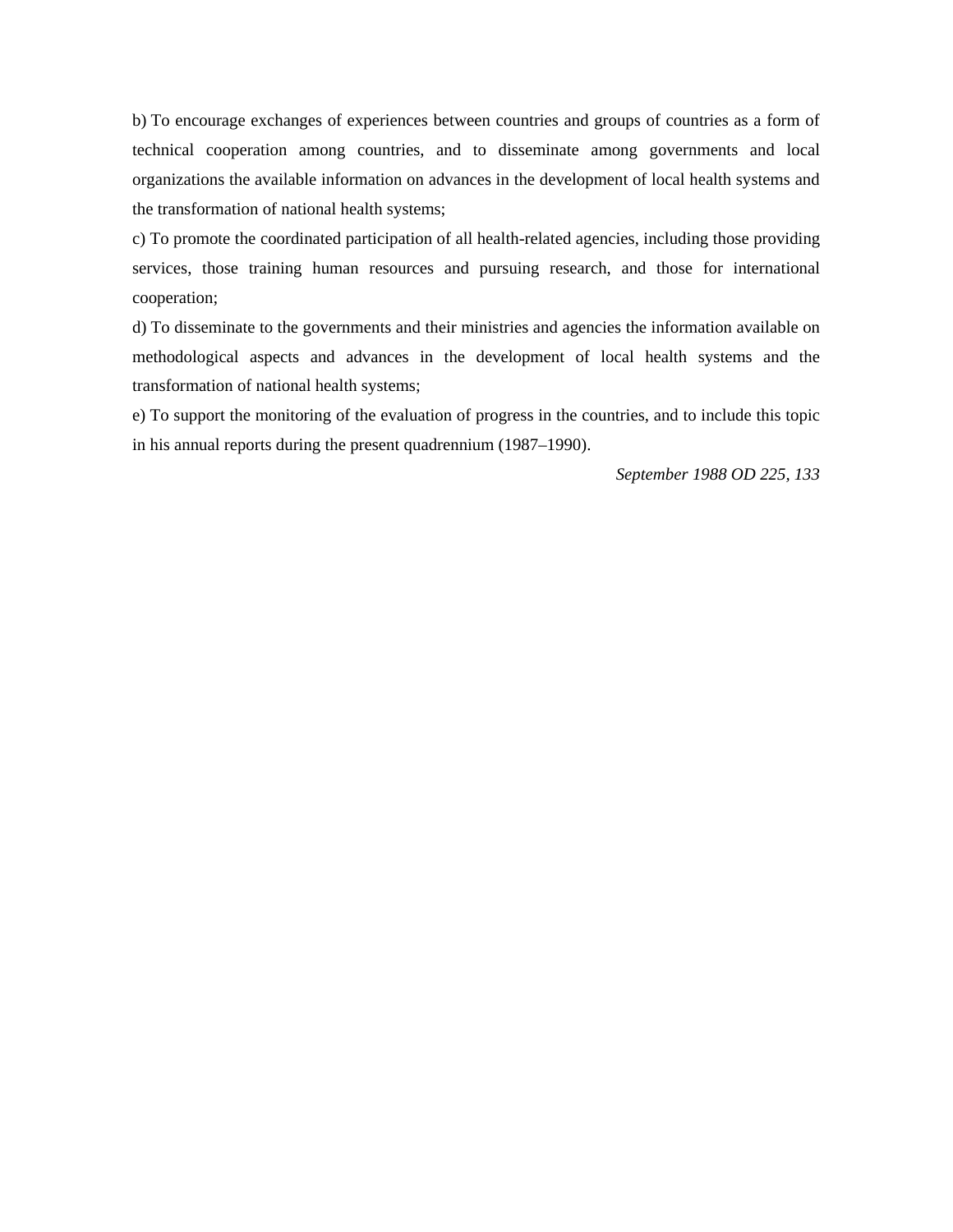b) To encourage exchanges of experiences between countries and groups of countries as a form of technical cooperation among countries, and to disseminate among governments and local organizations the available information on advances in the development of local health systems and the transformation of national health systems;

c) To promote the coordinated participation of all health-related agencies, including those providing services, those training human resources and pursuing research, and those for international cooperation;

d) To disseminate to the governments and their ministries and agencies the information available on methodological aspects and advances in the development of local health systems and the transformation of national health systems;

e) To support the monitoring of the evaluation of progress in the countries, and to include this topic in his annual reports during the present quadrennium (1987–1990).

*September 1988 OD 225, 133*